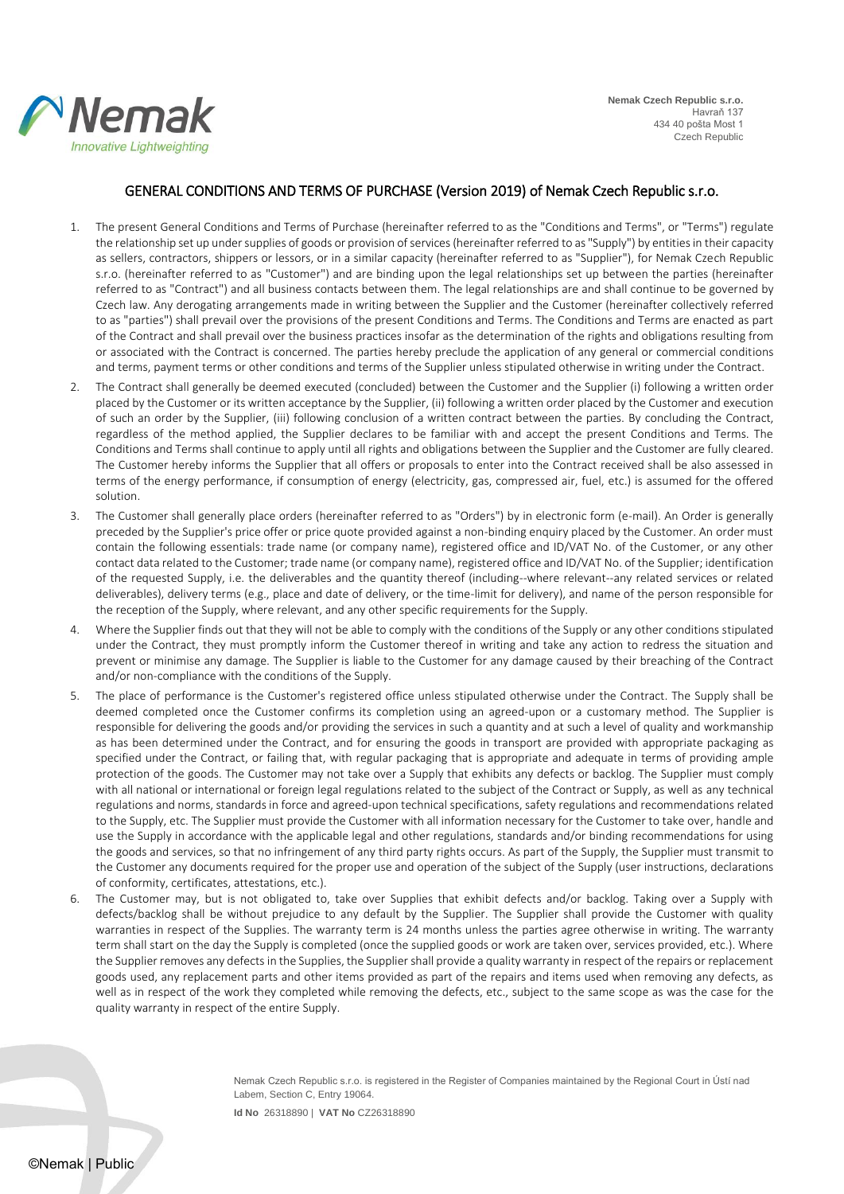**Nemak Czech Republic s.r.o.**
Havraň 137
434 40 pošta Most 1
Czech Republic

# GENERAL CONDITIONS AND TERMS OF PURCHASE (Version 2019) of Nemak Czech Republic s.r.o.

1. The present General Conditions and Terms of Purchase (hereinafter referred to as the "Conditions and Terms", or "Terms") regulate the relationship set up under supplies of goods or provision of services (hereinafter referred to as "Supply") by entities in their capacity as sellers, contractors, shippers or lessors, or in a similar capacity (hereinafter referred to as "Supplier"), for Nemak Czech Republic s.r.o. (hereinafter referred to as "Customer") and are binding upon the legal relationships set up between the parties (hereinafter referred to as "Contract") and all business contacts between them. The legal relationships are and shall continue to be governed by Czech law. Any derogating arrangements made in writing between the Supplier and the Customer (hereinafter collectively referred to as "parties") shall prevail over the provisions of the present Conditions and Terms. The Conditions and Terms are enacted as part of the Contract and shall prevail over the business practices insofar as the determination of the rights and obligations resulting from or associated with the Contract is concerned. The parties hereby preclude the application of any general or commercial conditions and terms, payment terms or other conditions and terms of the Supplier unless stipulated otherwise in writing under the Contract.
2. The Contract shall generally be deemed executed (concluded) between the Customer and the Supplier (i) following a written order placed by the Customer or its written acceptance by the Supplier, (ii) following a written order placed by the Customer and execution of such an order by the Supplier, (iii) following conclusion of a written contract between the parties. By concluding the Contract, regardless of the method applied, the Supplier declares to be familiar with and accept the present Conditions and Terms. The Conditions and Terms shall continue to apply until all rights and obligations between the Supplier and the Customer are fully cleared. The Customer hereby informs the Supplier that all offers or proposals to enter into the Contract received shall be also assessed in terms of the energy performance, if consumption of energy (electricity, gas, compressed air, fuel, etc.) is assumed for the offered solution.
3. The Customer shall generally place orders (hereinafter referred to as "Orders") by in electronic form (e-mail). An Order is generally preceded by the Supplier's price offer or price quote provided against a non-binding enquiry placed by the Customer. An order must contain the following essentials: trade name (or company name), registered office and ID/VAT No. of the Customer, or any other contact data related to the Customer; trade name (or company name), registered office and ID/VAT No. of the Supplier; identification of the requested Supply, i.e. the deliverables and the quantity thereof (including--where relevant--any related services or related deliverables), delivery terms (e.g., place and date of delivery, or the time-limit for delivery), and name of the person responsible for the reception of the Supply, where relevant, and any other specific requirements for the Supply.
4. Where the Supplier finds out that they will not be able to comply with the conditions of the Supply or any other conditions stipulated under the Contract, they must promptly inform the Customer thereof in writing and take any action to redress the situation and prevent or minimise any damage. The Supplier is liable to the Customer for any damage caused by their breaching of the Contract and/or non-compliance with the conditions of the Supply.
5. The place of performance is the Customer's registered office unless stipulated otherwise under the Contract. The Supply shall be deemed completed once the Customer confirms its completion using an agreed-upon or a customary method. The Supplier is responsible for delivering the goods and/or providing the services in such a quantity and at such a level of quality and workmanship as has been determined under the Contract, and for ensuring the goods in transport are provided with appropriate packaging as specified under the Contract, or failing that, with regular packaging that is appropriate and adequate in terms of providing ample protection of the goods. The Customer may not take over a Supply that exhibits any defects or backlog. The Supplier must comply with all national or international or foreign legal regulations related to the subject of the Contract or Supply, as well as any technical regulations and norms, standards in force and agreed-upon technical specifications, safety regulations and recommendations related to the Supply, etc. The Supplier must provide the Customer with all information necessary for the Customer to take over, handle and use the Supply in accordance with the applicable legal and other regulations, standards and/or binding recommendations for using the goods and services, so that no infringement of any third party rights occurs. As part of the Supply, the Supplier must transmit to the Customer any documents required for the proper use and operation of the subject of the Supply (user instructions, declarations of conformity, certificates, attestations, etc.).
6. The Customer may, but is not obligated to, take over Supplies that exhibit defects and/or backlog. Taking over a Supply with defects/backlog shall be without prejudice to any default by the Supplier. The Supplier shall provide the Customer with quality warranties in respect of the Supplies. The warranty term is 24 months unless the parties agree otherwise in writing. The warranty term shall start on the day the Supply is completed (once the supplied goods or work are taken over, services provided, etc.). Where the Supplier removes any defects in the Supplies, the Supplier shall provide a quality warranty in respect of the repairs or replacement goods used, any replacement parts and other items provided as part of the repairs and items used when removing any defects, as well as in respect of the work they completed while removing the defects, etc., subject to the same scope as was the case for the quality warranty in respect of the entire Supply.

Nemak Czech Republic s.r.o. is registered in the Register of Companies maintained by the Regional Court in Ústí nad Labem, Section C, Entry 19064.

**Id No** 26318890 | **VAT No** CZ26318890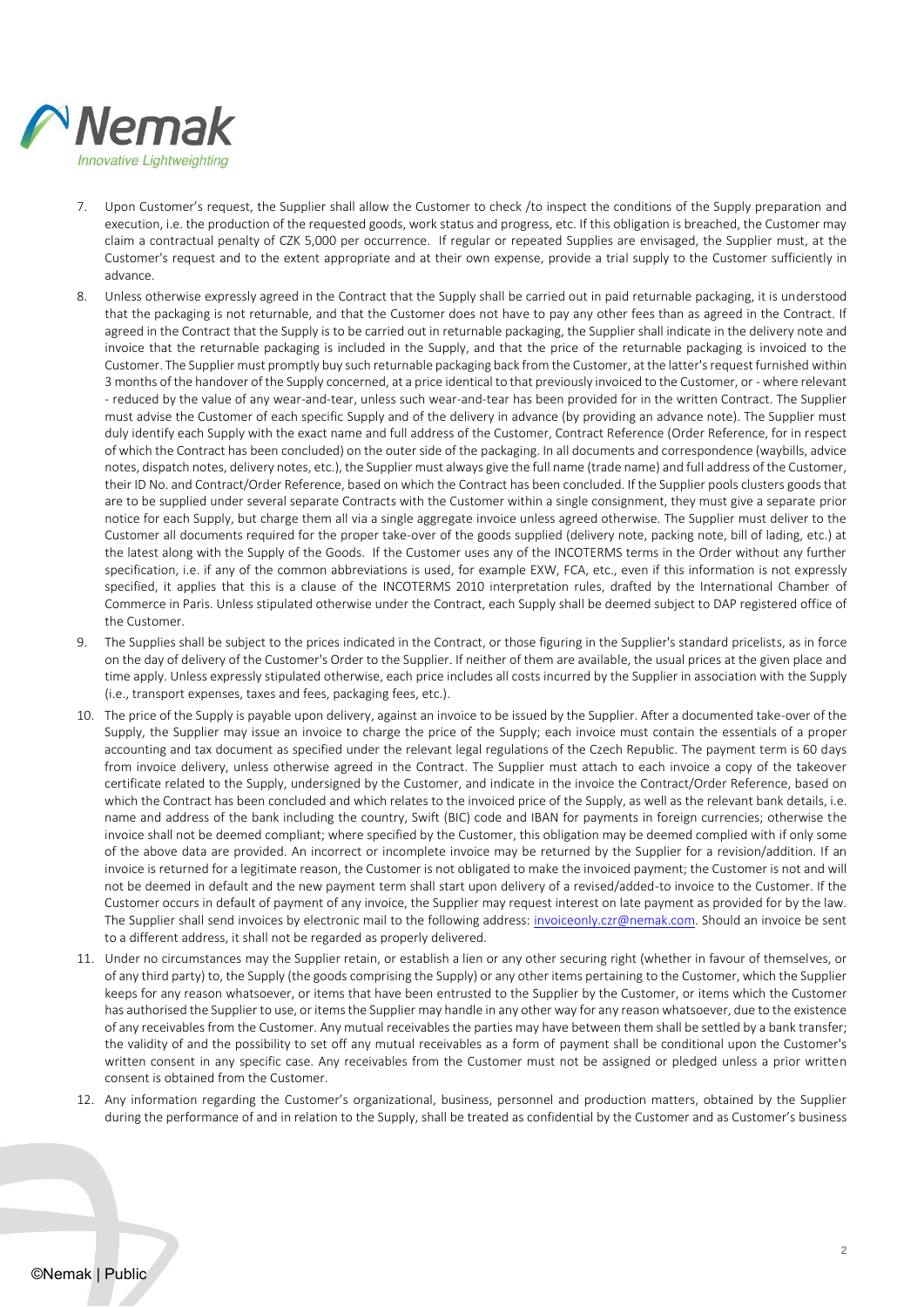7. Upon Customer's request, the Supplier shall allow the Customer to check /to inspect the conditions of the Supply preparation and execution, i.e. the production of the requested goods, work status and progress, etc. If this obligation is breached, the Customer may claim a contractual penalty of CZK 5,000 per occurrence. If regular or repeated Supplies are envisaged, the Supplier must, at the Customer's request and to the extent appropriate and at their own expense, provide a trial supply to the Customer sufficiently in advance.
8. Unless otherwise expressly agreed in the Contract that the Supply shall be carried out in paid returnable packaging, it is understood that the packaging is not returnable, and that the Customer does not have to pay any other fees than as agreed in the Contract. If agreed in the Contract that the Supply is to be carried out in returnable packaging, the Supplier shall indicate in the delivery note and invoice that the returnable packaging is included in the Supply, and that the price of the returnable packaging is invoiced to the Customer. The Supplier must promptly buy such returnable packaging back from the Customer, at the latter's request furnished within 3 months of the handover of the Supply concerned, at a price identical to that previously invoiced to the Customer, or - where relevant - reduced by the value of any wear-and-tear, unless such wear-and-tear has been provided for in the written Contract. The Supplier must advise the Customer of each specific Supply and of the delivery in advance (by providing an advance note). The Supplier must duly identify each Supply with the exact name and full address of the Customer, Contract Reference (Order Reference, for in respect of which the Contract has been concluded) on the outer side of the packaging. In all documents and correspondence (waybills, advice notes, dispatch notes, delivery notes, etc.), the Supplier must always give the full name (trade name) and full address of the Customer, their ID No. and Contract/Order Reference, based on which the Contract has been concluded. If the Supplier pools clusters goods that are to be supplied under several separate Contracts with the Customer within a single consignment, they must give a separate prior notice for each Supply, but charge them all via a single aggregate invoice unless agreed otherwise. The Supplier must deliver to the Customer all documents required for the proper take-over of the goods supplied (delivery note, packing note, bill of lading, etc.) at the latest along with the Supply of the Goods. If the Customer uses any of the INCOTERMS terms in the Order without any further specification, i.e. if any of the common abbreviations is used, for example EXW, FCA, etc., even if this information is not expressly specified, it applies that this is a clause of the INCOTERMS 2010 interpretation rules, drafted by the International Chamber of Commerce in Paris. Unless stipulated otherwise under the Contract, each Supply shall be deemed subject to DAP registered office of the Customer.
9. The Supplies shall be subject to the prices indicated in the Contract, or those figuring in the Supplier's standard pricelists, as in force on the day of delivery of the Customer's Order to the Supplier. If neither of them are available, the usual prices at the given place and time apply. Unless expressly stipulated otherwise, each price includes all costs incurred by the Supplier in association with the Supply (i.e., transport expenses, taxes and fees, packaging fees, etc.).
10. The price of the Supply is payable upon delivery, against an invoice to be issued by the Supplier. After a documented take-over of the Supply, the Supplier may issue an invoice to charge the price of the Supply; each invoice must contain the essentials of a proper accounting and tax document as specified under the relevant legal regulations of the Czech Republic. The payment term is 60 days from invoice delivery, unless otherwise agreed in the Contract. The Supplier must attach to each invoice a copy of the takeover certificate related to the Supply, undersigned by the Customer, and indicate in the invoice the Contract/Order Reference, based on which the Contract has been concluded and which relates to the invoiced price of the Supply, as well as the relevant bank details, i.e. name and address of the bank including the country, Swift (BIC) code and IBAN for payments in foreign currencies; otherwise the invoice shall not be deemed compliant; where specified by the Customer, this obligation may be deemed complied with if only some of the above data are provided. An incorrect or incomplete invoice may be returned by the Supplier for a revision/addition. If an invoice is returned for a legitimate reason, the Customer is not obligated to make the invoiced payment; the Customer is not and will not be deemed in default and the new payment term shall start upon delivery of a revised/added-to invoice to the Customer. If the Customer occurs in default of payment of any invoice, the Supplier may request interest on late payment as provided for by the law. The Supplier shall send invoices by electronic mail to the following address: invoiceonly.czr@nemak.com. Should an invoice be sent to a different address, it shall not be regarded as properly delivered.
11. Under no circumstances may the Supplier retain, or establish a lien or any other securing right (whether in favour of themselves, or of any third party) to, the Supply (the goods comprising the Supply) or any other items pertaining to the Customer, which the Supplier keeps for any reason whatsoever, or items that have been entrusted to the Supplier by the Customer, or items which the Customer has authorised the Supplier to use, or items the Supplier may handle in any other way for any reason whatsoever, due to the existence of any receivables from the Customer. Any mutual receivables the parties may have between them shall be settled by a bank transfer; the validity of and the possibility to set off any mutual receivables as a form of payment shall be conditional upon the Customer's written consent in any specific case. Any receivables from the Customer must not be assigned or pledged unless a prior written consent is obtained from the Customer.
12. Any information regarding the Customer's organizational, business, personnel and production matters, obtained by the Supplier during the performance of and in relation to the Supply, shall be treated as confidential by the Customer and as Customer's business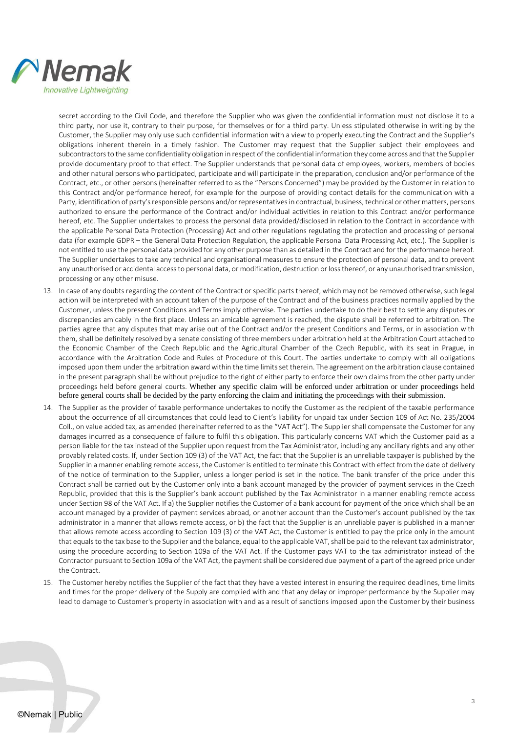secret according to the Civil Code, and therefore the Supplier who was given the confidential information must not disclose it to a third party, nor use it, contrary to their purpose, for themselves or for a third party. Unless stipulated otherwise in writing by the Customer, the Supplier may only use such confidential information with a view to properly executing the Contract and the Supplier's obligations inherent therein in a timely fashion. The Customer may request that the Supplier subject their employees and subcontractors to the same confidentiality obligation in respect of the confidential information they come across and that the Supplier provide documentary proof to that effect. The Supplier understands that personal data of employees, workers, members of bodies and other natural persons who participated, participate and will participate in the preparation, conclusion and/or performance of the Contract, etc., or other persons (hereinafter referred to as the "Persons Concerned") may be provided by the Customer in relation to this Contract and/or performance hereof, for example for the purpose of providing contact details for the communication with a Party, identification of party's responsible persons and/or representatives in contractual, business, technical or other matters, persons authorized to ensure the performance of the Contract and/or individual activities in relation to this Contract and/or performance hereof, etc. The Supplier undertakes to process the personal data provided/disclosed in relation to the Contract in accordance with the applicable Personal Data Protection (Processing) Act and other regulations regulating the protection and processing of personal data (for example GDPR – the General Data Protection Regulation, the applicable Personal Data Processing Act, etc.). The Supplier is not entitled to use the personal data provided for any other purpose than as detailed in the Contract and for the performance hereof. The Supplier undertakes to take any technical and organisational measures to ensure the protection of personal data, and to prevent any unauthorised or accidental access to personal data, or modification, destruction or loss thereof, or any unauthorised transmission, processing or any other misuse.

13. In case of any doubts regarding the content of the Contract or specific parts thereof, which may not be removed otherwise, such legal action will be interpreted with an account taken of the purpose of the Contract and of the business practices normally applied by the Customer, unless the present Conditions and Terms imply otherwise. The parties undertake to do their best to settle any disputes or discrepancies amicably in the first place. Unless an amicable agreement is reached, the dispute shall be referred to arbitration. The parties agree that any disputes that may arise out of the Contract and/or the present Conditions and Terms, or in association with them, shall be definitely resolved by a senate consisting of three members under arbitration held at the Arbitration Court attached to the Economic Chamber of the Czech Republic and the Agricultural Chamber of the Czech Republic, with its seat in Prague, in accordance with the Arbitration Code and Rules of Procedure of this Court. The parties undertake to comply with all obligations imposed upon them under the arbitration award within the time limits set therein. The agreement on the arbitration clause contained in the present paragraph shall be without prejudice to the right of either party to enforce their own claims from the other party under proceedings held before general courts. Whether any specific claim will be enforced under arbitration or under proceedings held before general courts shall be decided by the party enforcing the claim and initiating the proceedings with their submission.
14. The Supplier as the provider of taxable performance undertakes to notify the Customer as the recipient of the taxable performance about the occurrence of all circumstances that could lead to Client's liability for unpaid tax under Section 109 of Act No. 235/2004 Coll., on value added tax, as amended (hereinafter referred to as the "VAT Act"). The Supplier shall compensate the Customer for any damages incurred as a consequence of failure to fulfil this obligation. This particularly concerns VAT which the Customer paid as a person liable for the tax instead of the Supplier upon request from the Tax Administrator, including any ancillary rights and any other provably related costs. If, under Section 109 (3) of the VAT Act, the fact that the Supplier is an unreliable taxpayer is published by the Supplier in a manner enabling remote access, the Customer is entitled to terminate this Contract with effect from the date of delivery of the notice of termination to the Supplier, unless a longer period is set in the notice. The bank transfer of the price under this Contract shall be carried out by the Customer only into a bank account managed by the provider of payment services in the Czech Republic, provided that this is the Supplier's bank account published by the Tax Administrator in a manner enabling remote access under Section 98 of the VAT Act. If a) the Supplier notifies the Customer of a bank account for payment of the price which shall be an account managed by a provider of payment services abroad, or another account than the Customer's account published by the tax administrator in a manner that allows remote access, or b) the fact that the Supplier is an unreliable payer is published in a manner that allows remote access according to Section 109 (3) of the VAT Act, the Customer is entitled to pay the price only in the amount that equals to the tax base to the Supplier and the balance, equal to the applicable VAT, shall be paid to the relevant tax administrator, using the procedure according to Section 109a of the VAT Act. If the Customer pays VAT to the tax administrator instead of the Contractor pursuant to Section 109a of the VAT Act, the payment shall be considered due payment of a part of the agreed price under the Contract.
15. The Customer hereby notifies the Supplier of the fact that they have a vested interest in ensuring the required deadlines, time limits and times for the proper delivery of the Supply are complied with and that any delay or improper performance by the Supplier may lead to damage to Customer's property in association with and as a result of sanctions imposed upon the Customer by their business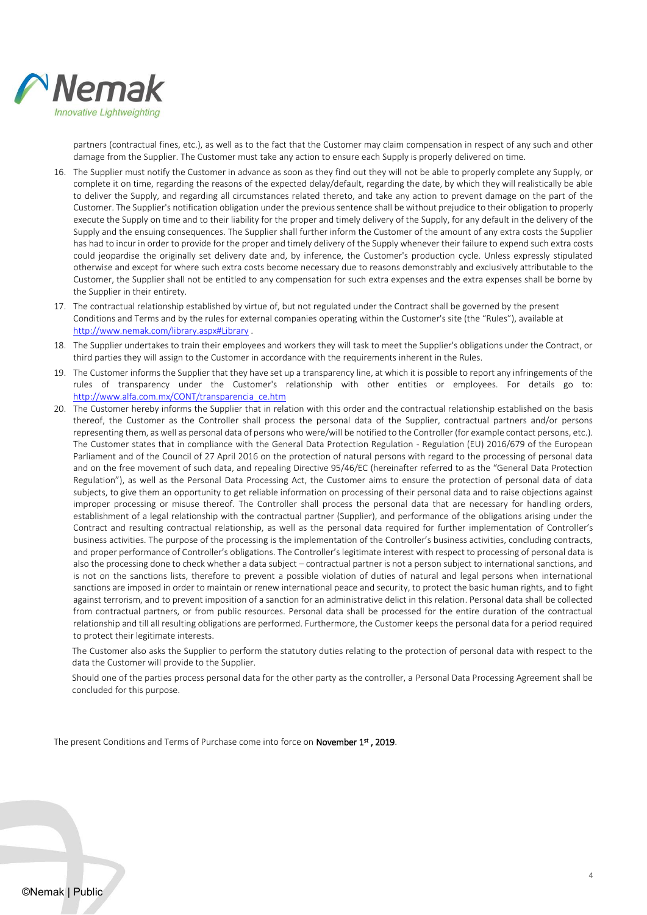partners (contractual fines, etc.), as well as to the fact that the Customer may claim compensation in respect of any such and other damage from the Supplier. The Customer must take any action to ensure each Supply is properly delivered on time.

16. The Supplier must notify the Customer in advance as soon as they find out they will not be able to properly complete any Supply, or complete it on time, regarding the reasons of the expected delay/default, regarding the date, by which they will realistically be able to deliver the Supply, and regarding all circumstances related thereto, and take any action to prevent damage on the part of the Customer. The Supplier's notification obligation under the previous sentence shall be without prejudice to their obligation to properly execute the Supply on time and to their liability for the proper and timely delivery of the Supply, for any default in the delivery of the Supply and the ensuing consequences. The Supplier shall further inform the Customer of the amount of any extra costs the Supplier has had to incur in order to provide for the proper and timely delivery of the Supply whenever their failure to expend such extra costs could jeopardise the originally set delivery date and, by inference, the Customer's production cycle. Unless expressly stipulated otherwise and except for where such extra costs become necessary due to reasons demonstrably and exclusively attributable to the Customer, the Supplier shall not be entitled to any compensation for such extra expenses and the extra expenses shall be borne by the Supplier in their entirety.
17. The contractual relationship established by virtue of, but not regulated under the Contract shall be governed by the present Conditions and Terms and by the rules for external companies operating within the Customer's site (the "Rules"), available at http://www.nemak.com/library.aspx#Library .
18. The Supplier undertakes to train their employees and workers they will task to meet the Supplier's obligations under the Contract, or third parties they will assign to the Customer in accordance with the requirements inherent in the Rules.
19. The Customer informs the Supplier that they have set up a transparency line, at which it is possible to report any infringements of the rules of transparency under the Customer's relationship with other entities or employees. For details go to: http://www.alfa.com.mx/CONT/transparencia_ce.htm
20. The Customer hereby informs the Supplier that in relation with this order and the contractual relationship established on the basis thereof, the Customer as the Controller shall process the personal data of the Supplier, contractual partners and/or persons representing them, as well as personal data of persons who were/will be notified to the Controller (for example contact persons, etc.). The Customer states that in compliance with the General Data Protection Regulation - Regulation (EU) 2016/679 of the European Parliament and of the Council of 27 April 2016 on the protection of natural persons with regard to the processing of personal data and on the free movement of such data, and repealing Directive 95/46/EC (hereinafter referred to as the "General Data Protection Regulation"), as well as the Personal Data Processing Act, the Customer aims to ensure the protection of personal data of data subjects, to give them an opportunity to get reliable information on processing of their personal data and to raise objections against improper processing or misuse thereof. The Controller shall process the personal data that are necessary for handling orders, establishment of a legal relationship with the contractual partner (Supplier), and performance of the obligations arising under the Contract and resulting contractual relationship, as well as the personal data required for further implementation of Controller's business activities. The purpose of the processing is the implementation of the Controller's business activities, concluding contracts, and proper performance of Controller's obligations. The Controller's legitimate interest with respect to processing of personal data is also the processing done to check whether a data subject – contractual partner is not a person subject to international sanctions, and is not on the sanctions lists, therefore to prevent a possible violation of duties of natural and legal persons when international sanctions are imposed in order to maintain or renew international peace and security, to protect the basic human rights, and to fight against terrorism, and to prevent imposition of a sanction for an administrative delict in this relation. Personal data shall be collected from contractual partners, or from public resources. Personal data shall be processed for the entire duration of the contractual relationship and till all resulting obligations are performed. Furthermore, the Customer keeps the personal data for a period required to protect their legitimate interests.

    The Customer also asks the Supplier to perform the statutory duties relating to the protection of personal data with respect to the data the Customer will provide to the Supplier.

    Should one of the parties process personal data for the other party as the controller, a Personal Data Processing Agreement shall be concluded for this purpose.

The present Conditions and Terms of Purchase come into force on **November 1st , 2019**.